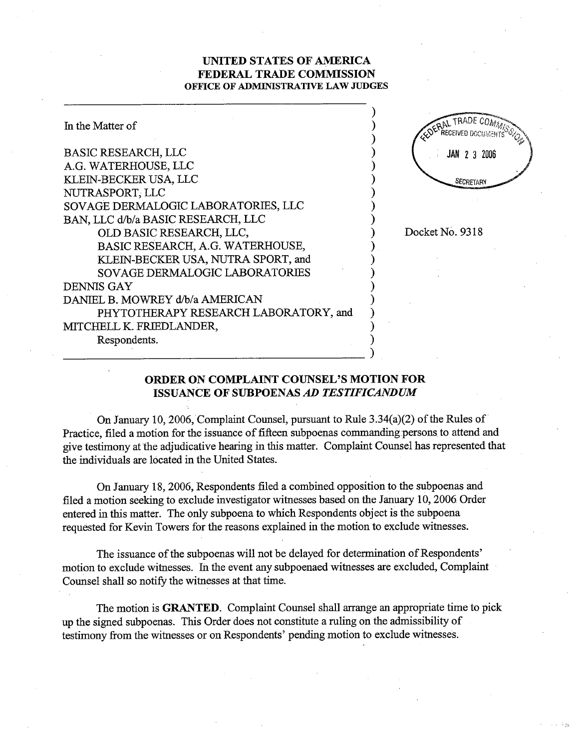# UNITED STATES OF AMERICA
# FEDERAL TRADE COMMISSION
## OFFICE OF ADMINISTRATIVE LAW JUDGES

In the Matter of

BASIC RESEARCH, LLC
A.G. WATERHOUSE, LLC
KLEIN-BECKER USA, LLC
NUTRASPORT, LLC
SOVAGE DERMALOGIC LABORATORIES, LLC
BAN, LLC d/b/a BASIC RESEARCH, LLC
OLD BASIC RESEARCH, LLC,
BASIC RESEARCH, A.G. WATERHOUSE,
KLEIN-BECKER USA, NUTRA SPORT, and
SOVAGE DERMALOGIC LABORATORIES
DENNIS GAY
DANIEL B. MOWREY d/b/a AMERICAN
PHYTOTHERAPY RESEARCH LABORATORY, and
MITCHELL K. FRIEDLANDER,
Respondents.

FEDERAL TRADE COMMISSION RECEIVED DOCUMENTS JAN 23 2006 SECRETARY

Docket No. 9318

## ORDER ON COMPLAINT COUNSEL'S MOTION FOR ISSUANCE OF SUBPOENAS *AD TESTIFICANDUM*

On January 10, 2006, Complaint Counsel, pursuant to Rule 3.34(a)(2) of the Rules of Practice, filed a motion for the issuance of fifteen subpoenas commanding persons to attend and give testimony at the adjudicative hearing in this matter. Complaint Counsel has represented that the individuals are located in the United States.

On January 18, 2006, Respondents filed a combined opposition to the subpoenas and filed a motion seeking to exclude investigator witnesses based on the January 10, 2006 Order entered in this matter. The only subpoena to which Respondents object is the subpoena requested for Kevin Towers for the reasons explained in the motion to exclude witnesses.

The issuance of the subpoenas will not be delayed for determination of Respondents' motion to exclude witnesses. In the event any subpoenaed witnesses are excluded, Complaint Counsel shall so notify the witnesses at that time.

The motion is **GRANTED**. Complaint Counsel shall arrange an appropriate time to pick up the signed subpoenas. This Order does not constitute a ruling on the admissibility of testimony from the witnesses or on Respondents' pending motion to exclude witnesses.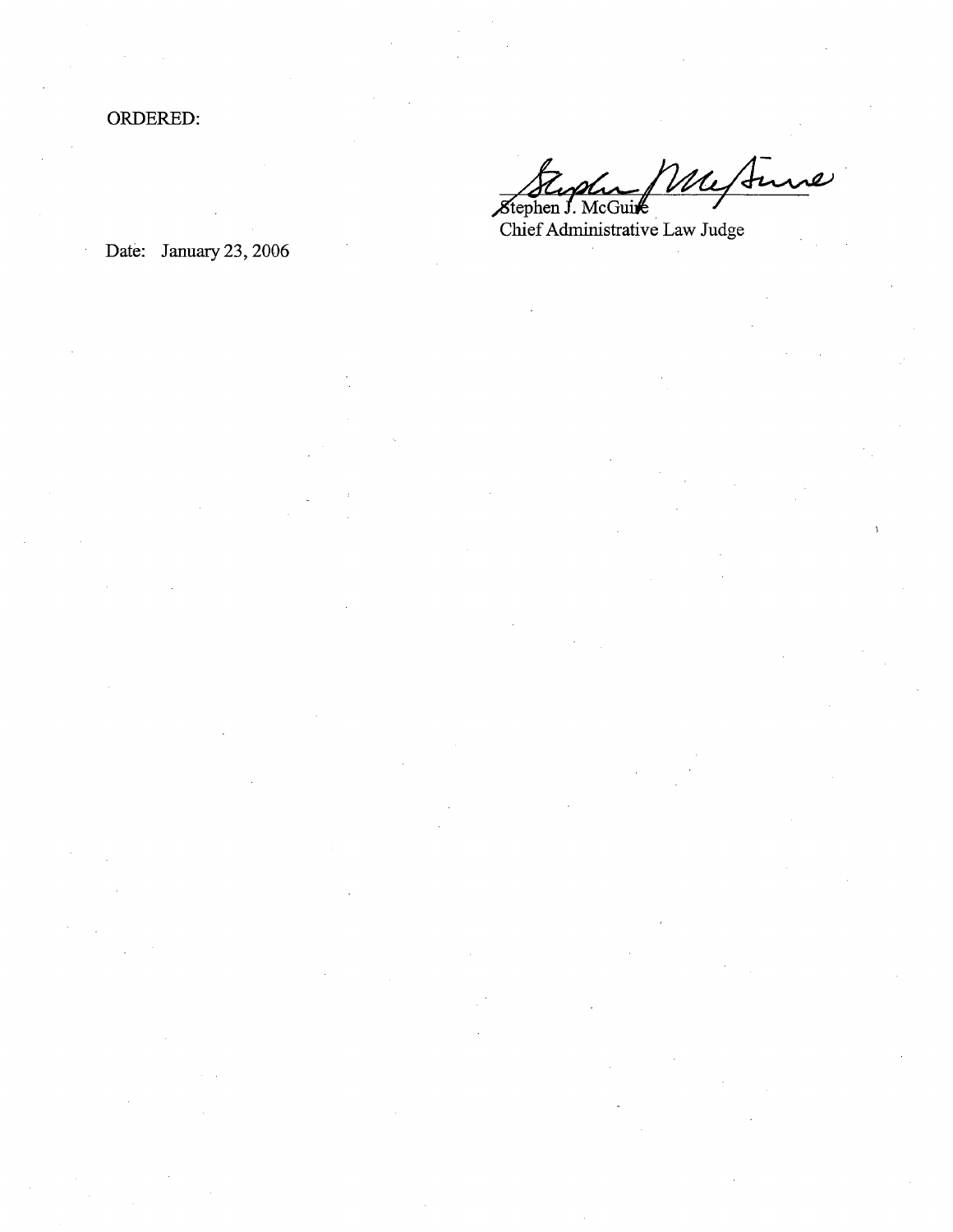ORDERED:

Stephen J. McGuire
Chief Administrative Law Judge

Date: January 23, 2006